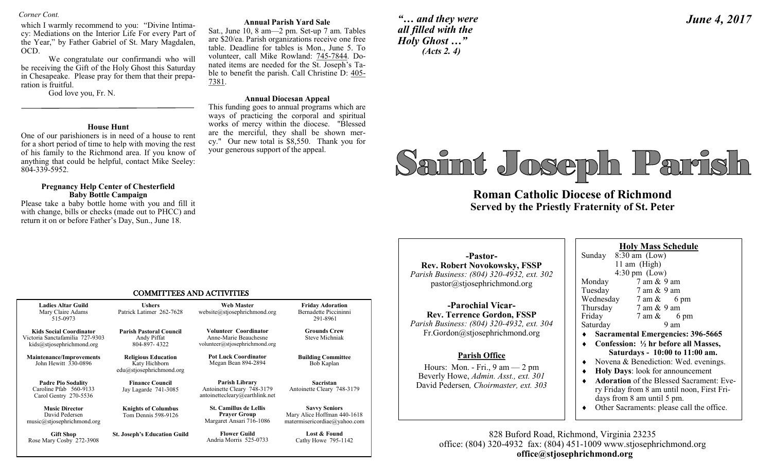*Corner Cont.*

which I warmly recommend to you: "Divine Intimacy: Mediations on the Interior Life For every Part of the Year," by Father Gabriel of St. Mary Magdalen, OCD.

We congratulate our confirmandi who will be receiving the Gift of the Holy Ghost this Saturday in Chesapeake. Please pray for them that their preparation is fruitful.

God love you, Fr. N.

---

### House Hunt

One of our parishioners is in need of a house to rent for a short period of time to help with moving the rest of his family to the Richmond area. If you know of anything that could be helpful, contact Mike Seeley: 804-339-5952.

### Pregnancy Help Center of Chesterfield Baby Bottle Campaign

Please take a baby bottle home with you and fill it with change, bills or checks (made out to PHCC) and return it on or before Father's Day, Sun., June 18.

### Annual Parish Yard Sale

Sat., June 10, 8 am—2 pm. Set-up 7 am. Tables are $20/ea. Parish organizations receive one free table. Deadline for tables is Mon., June 5. To volunteer, call Mike Rowland: 745-7844. Donated items are needed for the St. Joseph's Table to benefit the parish. Call Christine D: 405-7381.

### Annual Diocesan Appeal

This funding goes to annual programs which are ways of practicing the corporal and spiritual works of mercy within the diocese. "Blessed are the merciful, they shall be shown mercy." Our new total is $8,550. Thank you for your generous support of the appeal.

## COMMITTEES AND ACTIVITIES

| | | | |
|---|---|---|---|
| **Ladies Altar Guild**<br>Mary Claire Adams<br>515-0973 | **Ushers**<br>Patrick Latimer 262-7628 | **Web Master**<br>website@stjosephrichmond.org | **Friday Adoration**<br>Bernadette Piccininni<br>291-8961 |
| **Kids Social Coordinator**<br>Victoria Sanctafamilia 727-9303<br>kids@stjosephrichmond.org | **Parish Pastoral Council**<br>Andy Piffat<br>804-897- 4322 | **Volunteer Coordinator**<br>Anne-Marie Beauchesne<br>volunteer@stjosephrichmond.org | **Grounds Crew**<br>Steve Michniak |
| **Maintenance/Improvements**<br>John Hewitt 330-0896 | **Religious Education**<br>Katy Hichborn<br>edu@stjosephrichmond.org | **Pot Luck Coordinator**<br>Megan Bean 894-2894 | **Building Committee**<br>Bob Kaplan |
| **Padre Pio Sodality**<br>Caroline Pfab 560-9133<br>Carol Gentry 270-5536 | **Finance Council**<br>Jay Lagarde 741-3085 | **Parish Library**<br>Antoinette Cleary 748-3179<br>antoinettecleary@earthlink.net | **Sacristan**<br>Antoinette Cleary 748-3179 |
| **Music Director**<br>David Pedersen<br>music@stjosephrichmond.org | **Knights of Columbus**<br>Tom Dennis 598-9126 | **St. Camillus de Lellis Prayer Group**<br>Margaret Ansari 716-1086 | **Savvy Seniors**<br>Mary Alice Hoffman 440-1618<br>matermisericordiae@yahoo.com |
| **Gift Shop**<br>Rose Mary Cosby 272-3908 | **St. Joseph's Education Guild** | **Flower Guild**<br>Andria Morris 525-0733 | **Lost & Found**<br>Cathy Howe 795-1142 |

*"… and they were all filled with the Holy Ghost …" (Acts 2. 4)*

*June 4, 2017*

# Saint Joseph Parish

## Roman Catholic Diocese of Richmond
## Served by the Priestly Fraternity of St. Peter

**-Pastor-**
**Rev. Robert Novokowsky, FSSP**
*Parish Business: (804) 320-4932, ext. 302*
pastor@stjosephrichmond.org

**-Parochial Vicar-**
**Rev. Terrence Gordon, FSSP**
*Parish Business: (804) 320-4932, ext. 304*
Fr.Gordon@stjosephrichmond.org

**Parish Office**

Hours: Mon. - Fri., 9 am — 2 pm
Beverly Howe, *Admin. Asst., ext. 301*
David Pedersen*, Choirmaster, ext. 303*

**Holy Mass Schedule**

| | |
|---|---|
| Sunday | 8:30 am (Low)<br>11 am (High)<br>4:30 pm (Low) |
| Monday | 7 am & 9 am |
| Tuesday | 7 am & 9 am |
| Wednesday | 7 am & 6 pm |
| Thursday | 7 am & 9 am |
| Friday | 7 am & 6 pm |
| Saturday | 9 am |

- **Sacramental Emergencies: 396-5665**
- **Confession: ½ hr before all Masses, Saturdays - 10:00 to 11:00 am.**
- Novena & Benediction: Wed. evenings.
- **Holy Days**: look for announcement
- **Adoration** of the Blessed Sacrament: Every Friday from 8 am until noon, First Fridays from 8 am until 5 pm.
- Other Sacraments: please call the office.

828 Buford Road, Richmond, Virginia 23235
office: (804) 320-4932 fax: (804) 451-1009 www.stjosephrichmond.org
**office@stjosephrichmond.org**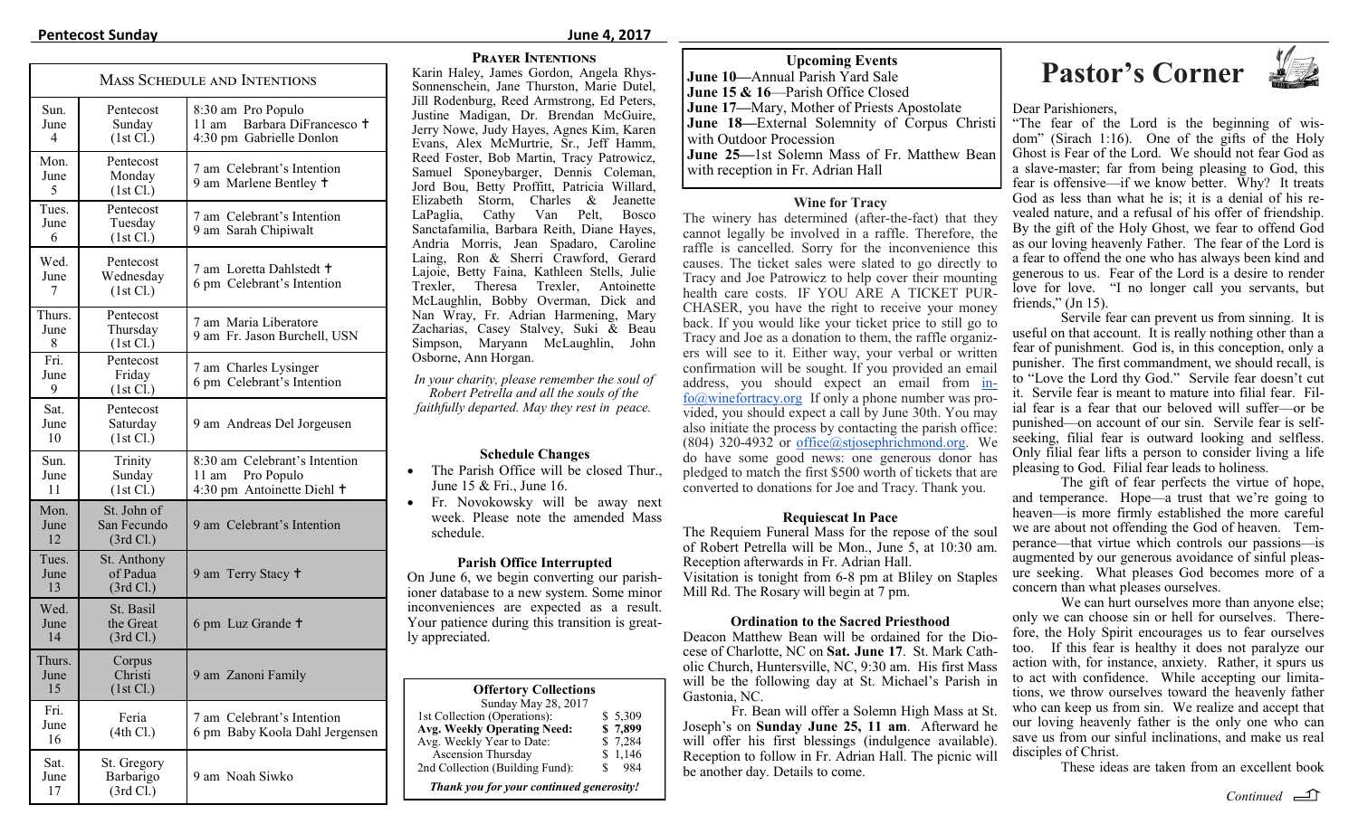## Mass Schedule and Intentions

| | | |
|---|---|---|
| Sun. June 4 | Pentecost Sunday (1st Cl.) | 8:30 am Pro Populo<br>11 am Barbara DiFrancesco ✝<br>4:30 pm Gabrielle Donlon |
| Mon. June 5 | Pentecost Monday (1st Cl.) | 7 am Celebrant's Intention<br>9 am Marlene Bentley ✝ |
| Tues. June 6 | Pentecost Tuesday (1st Cl.) | 7 am Celebrant's Intention<br>9 am Sarah Chipiwalt |
| Wed. June 7 | Pentecost Wednesday (1st Cl.) | 7 am Loretta Dahlstedt ✝<br>6 pm Celebrant's Intention |
| Thurs. June 8 | Pentecost Thursday (1st Cl.) | 7 am Maria Liberatore<br>9 am Fr. Jason Burchell, USN |
| Fri. June 9 | Pentecost Friday (1st Cl.) | 7 am Charles Lysinger<br>6 pm Celebrant's Intention |
| Sat. June 10 | Pentecost Saturday (1st Cl.) | 9 am Andreas Del Jorgeusen |
| Sun. June 11 | Trinity Sunday (1st Cl.) | 8:30 am Celebrant's Intention<br>11 am Pro Populo<br>4:30 pm Antoinette Diehl ✝ |
| Mon. June 12 | St. John of San Fecundo (3rd Cl.) | 9 am Celebrant's Intention |
| Tues. June 13 | St. Anthony of Padua (3rd Cl.) | 9 am Terry Stacy ✝ |
| Wed. June 14 | St. Basil the Great (3rd Cl.) | 6 pm Luz Grande ✝ |
| Thurs. June 15 | Corpus Christi (1st Cl.) | 9 am Zanoni Family |
| Fri. June 16 | Feria (4th Cl.) | 7 am Celebrant's Intention<br>6 pm Baby Koola Dahl Jergensen |
| Sat. June 17 | St. Gregory Barbarigo (3rd Cl.) | 9 am Noah Siwko |

## Prayer Intentions

Karin Haley, James Gordon, Angela Rhys-Sonnenschein, Jane Thurston, Marie Dutel, Jill Rodenburg, Reed Armstrong, Ed Peters, Justine Madigan, Dr. Brendan McGuire, Jerry Nowe, Judy Hayes, Agnes Kim, Karen Evans, Alex McMurtrie, Sr., Jeff Hamm, Reed Foster, Bob Martin, Tracy Patrowicz, Samuel Sponeybarger, Dennis Coleman, Jord Bou, Betty Proffitt, Patricia Willard, Elizabeth Storm, Charles & Jeanette LaPaglia, Cathy Van Pelt, Bosco Sanctafamilia, Barbara Reith, Diane Hayes, Andria Morris, Jean Spadaro, Caroline Laing, Ron & Sherri Crawford, Gerard Lajoie, Betty Faina, Kathleen Stells, Julie Trexler, Theresa Trexler, Antoinette McLaughlin, Bobby Overman, Dick and Nan Wray, Fr. Adrian Harmening, Mary Zacharias, Casey Stalvey, Suki & Beau Simpson, Maryann McLaughlin, John Osborne, Ann Horgan.

*In your charity, please remember the soul of Robert Petrella and all the souls of the faithfully departed. May they rest in peace.*

### Schedule Changes

- The Parish Office will be closed Thur., June 15 & Fri., June 16.
- Fr. Novokowsky will be away next week. Please note the amended Mass schedule.

### Parish Office Interrupted

On June 6, we begin converting our parishioner database to a new system. Some minor inconveniences are expected as a result. Your patience during this transition is greatly appreciated.

### Offertory Collections

Sunday May 28, 2017

| | |
|---|---|
| 1st Collection (Operations): | $ 5,309 |
| **Avg. Weekly Operating Need:** | **$ 7,899** |
| Avg. Weekly Year to Date: | $ 7,284 |
| Ascension Thursday | $ 1,146 |
| 2nd Collection (Building Fund): | $ 984 |

***Thank you for your continued generosity!***

### Upcoming Events

**June 10—**Annual Parish Yard Sale
**June 15 & 16**—Parish Office Closed
**June 17—**Mary, Mother of Priests Apostolate
**June 18—**External Solemnity of Corpus Christi with Outdoor Procession
**June 25—**1st Solemn Mass of Fr. Matthew Bean with reception in Fr. Adrian Hall

### Wine for Tracy

The winery has determined (after-the-fact) that they cannot legally be involved in a raffle. Therefore, the raffle is cancelled. Sorry for the inconvenience this causes. The ticket sales were slated to go directly to Tracy and Joe Patrowicz to help cover their mounting health care costs. IF YOU ARE A TICKET PURCHASER, you have the right to receive your money back. If you would like your ticket price to still go to Tracy and Joe as a donation to them, the raffle organizers will see to it. Either way, your verbal or written confirmation will be sought. If you provided an email address, you should expect an email from info@winefortracy.org If only a phone number was provided, you should expect a call by June 30th. You may also initiate the process by contacting the parish office: (804) 320-4932 or office@stjosephrichmond.org. We do have some good news: one generous donor has pledged to match the first $500 worth of tickets that are converted to donations for Joe and Tracy. Thank you.

### Requiescat In Pace

The Requiem Funeral Mass for the repose of the soul of Robert Petrella will be Mon., June 5, at 10:30 am. Reception afterwards in Fr. Adrian Hall.
Visitation is tonight from 6-8 pm at Bliley on Staples Mill Rd. The Rosary will begin at 7 pm.

### Ordination to the Sacred Priesthood

Deacon Matthew Bean will be ordained for the Diocese of Charlotte, NC on **Sat. June 17**. St. Mark Catholic Church, Huntersville, NC, 9:30 am. His first Mass will be the following day at St. Michael's Parish in Gastonia, NC.

Fr. Bean will offer a Solemn High Mass at St. Joseph's on **Sunday June 25, 11 am**. Afterward he will offer his first blessings (indulgence available). Reception to follow in Fr. Adrian Hall. The picnic will be another day. Details to come.

# Pastor's Corner

Dear Parishioners,

"The fear of the Lord is the beginning of wisdom" (Sirach 1:16). One of the gifts of the Holy Ghost is Fear of the Lord. We should not fear God as a slave-master; far from being pleasing to God, this fear is offensive—if we know better. Why? It treats God as less than what he is; it is a denial of his revealed nature, and a refusal of his offer of friendship. By the gift of the Holy Ghost, we fear to offend God as our loving heavenly Father. The fear of the Lord is a fear to offend the one who has always been kind and generous to us. Fear of the Lord is a desire to render love for love. "I no longer call you servants, but friends," (Jn 15).

Servile fear can prevent us from sinning. It is useful on that account. It is really nothing other than a fear of punishment. God is, in this conception, only a punisher. The first commandment, we should recall, is to "Love the Lord thy God." Servile fear doesn't cut it. Servile fear is meant to mature into filial fear. Filial fear is a fear that our beloved will suffer—or be punished—on account of our sin. Servile fear is self-seeking, filial fear is outward looking and selfless. Only filial fear lifts a person to consider living a life pleasing to God. Filial fear leads to holiness.

The gift of fear perfects the virtue of hope, and temperance. Hope—a trust that we're going to heaven—is more firmly established the more careful we are about not offending the God of heaven. Temperance—that virtue which controls our passions—is augmented by our generous avoidance of sinful pleasure seeking. What pleases God becomes more of a concern than what pleases ourselves.

We can hurt ourselves more than anyone else; only we can choose sin or hell for ourselves. Therefore, the Holy Spirit encourages us to fear ourselves too. If this fear is healthy it does not paralyze our action with, for instance, anxiety. Rather, it spurs us to act with confidence. While accepting our limitations, we throw ourselves toward the heavenly father who can keep us from sin. We realize and accept that our loving heavenly father is the only one who can save us from our sinful inclinations, and make us real disciples of Christ.

These ideas are taken from an excellent book

*Continued*